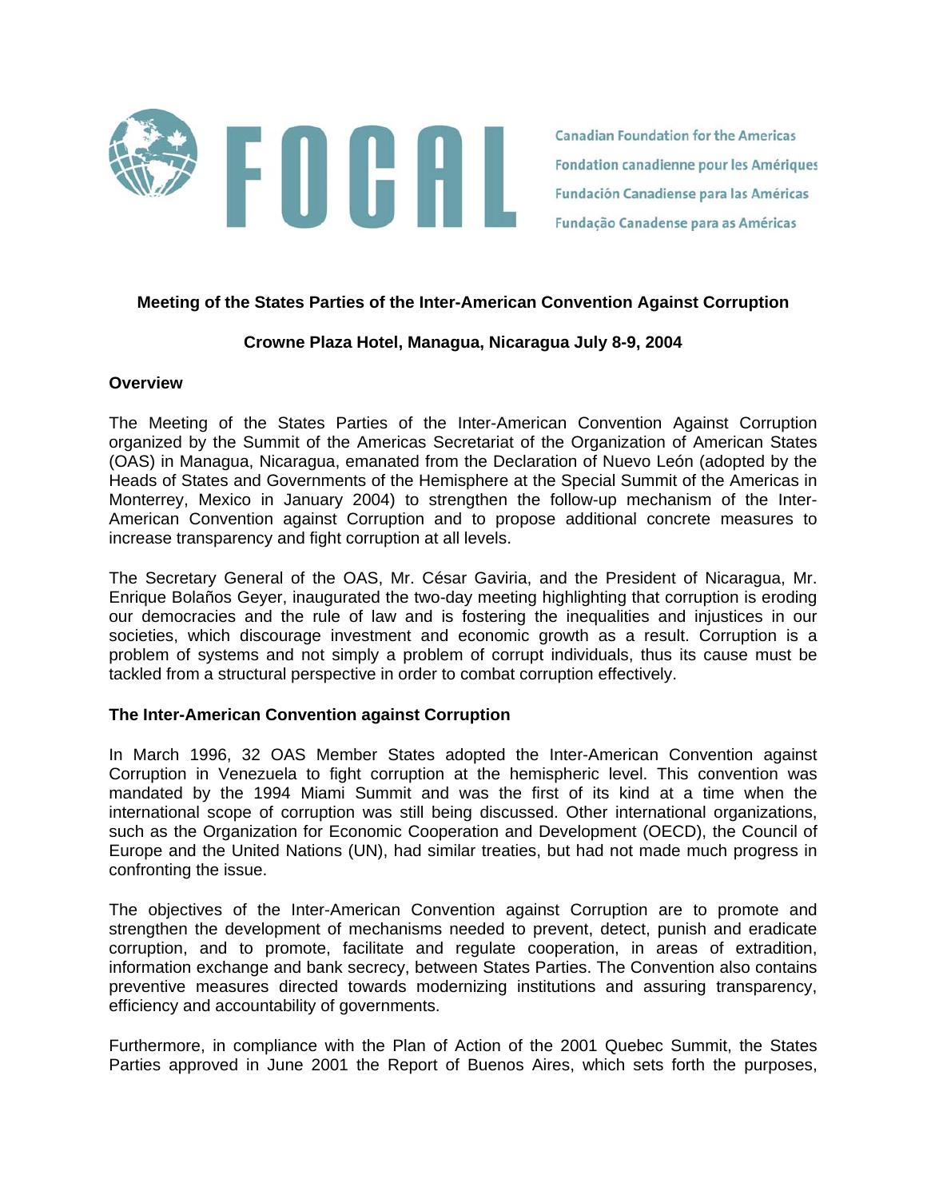FOCAL

Canadian Foundation for the Americas
Fondation canadienne pour les Amériques
Fundación Canadiense para las Américas
Fundação Canadense para as Américas

## Meeting of the States Parties of the Inter-American Convention Against Corruption

### Crowne Plaza Hotel, Managua, Nicaragua July 8-9, 2004

### Overview

The Meeting of the States Parties of the Inter-American Convention Against Corruption organized by the Summit of the Americas Secretariat of the Organization of American States (OAS) in Managua, Nicaragua, emanated from the Declaration of Nuevo León (adopted by the Heads of States and Governments of the Hemisphere at the Special Summit of the Americas in Monterrey, Mexico in January 2004) to strengthen the follow-up mechanism of the Inter-American Convention against Corruption and to propose additional concrete measures to increase transparency and fight corruption at all levels.

The Secretary General of the OAS, Mr. César Gaviria, and the President of Nicaragua, Mr. Enrique Bolaños Geyer, inaugurated the two-day meeting highlighting that corruption is eroding our democracies and the rule of law and is fostering the inequalities and injustices in our societies, which discourage investment and economic growth as a result. Corruption is a problem of systems and not simply a problem of corrupt individuals, thus its cause must be tackled from a structural perspective in order to combat corruption effectively.

### The Inter-American Convention against Corruption

In March 1996, 32 OAS Member States adopted the Inter-American Convention against Corruption in Venezuela to fight corruption at the hemispheric level. This convention was mandated by the 1994 Miami Summit and was the first of its kind at a time when the international scope of corruption was still being discussed. Other international organizations, such as the Organization for Economic Cooperation and Development (OECD), the Council of Europe and the United Nations (UN), had similar treaties, but had not made much progress in confronting the issue.

The objectives of the Inter-American Convention against Corruption are to promote and strengthen the development of mechanisms needed to prevent, detect, punish and eradicate corruption, and to promote, facilitate and regulate cooperation, in areas of extradition, information exchange and bank secrecy, between States Parties. The Convention also contains preventive measures directed towards modernizing institutions and assuring transparency, efficiency and accountability of governments.

Furthermore, in compliance with the Plan of Action of the 2001 Quebec Summit, the States Parties approved in June 2001 the Report of Buenos Aires, which sets forth the purposes,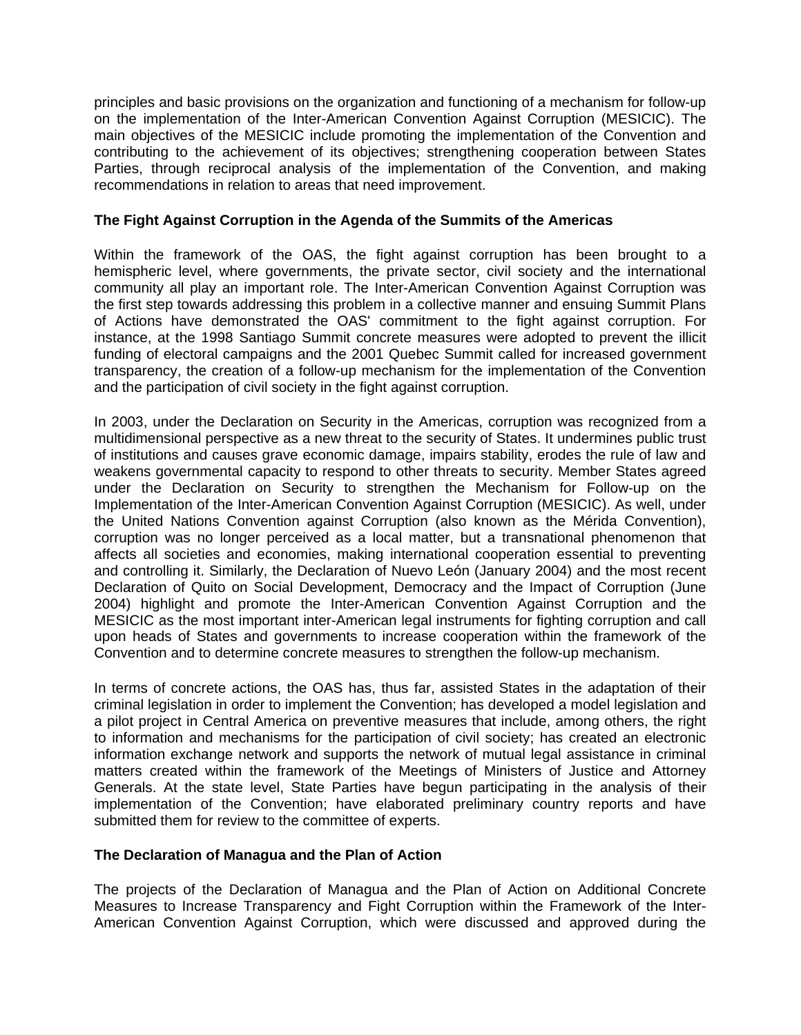principles and basic provisions on the organization and functioning of a mechanism for follow-up on the implementation of the Inter-American Convention Against Corruption (MESICIC). The main objectives of the MESICIC include promoting the implementation of the Convention and contributing to the achievement of its objectives; strengthening cooperation between States Parties, through reciprocal analysis of the implementation of the Convention, and making recommendations in relation to areas that need improvement.

**The Fight Against Corruption in the Agenda of the Summits of the Americas**

Within the framework of the OAS, the fight against corruption has been brought to a hemispheric level, where governments, the private sector, civil society and the international community all play an important role. The Inter-American Convention Against Corruption was the first step towards addressing this problem in a collective manner and ensuing Summit Plans of Actions have demonstrated the OAS' commitment to the fight against corruption. For instance, at the 1998 Santiago Summit concrete measures were adopted to prevent the illicit funding of electoral campaigns and the 2001 Quebec Summit called for increased government transparency, the creation of a follow-up mechanism for the implementation of the Convention and the participation of civil society in the fight against corruption.

In 2003, under the Declaration on Security in the Americas, corruption was recognized from a multidimensional perspective as a new threat to the security of States. It undermines public trust of institutions and causes grave economic damage, impairs stability, erodes the rule of law and weakens governmental capacity to respond to other threats to security. Member States agreed under the Declaration on Security to strengthen the Mechanism for Follow-up on the Implementation of the Inter-American Convention Against Corruption (MESICIC). As well, under the United Nations Convention against Corruption (also known as the Mérida Convention), corruption was no longer perceived as a local matter, but a transnational phenomenon that affects all societies and economies, making international cooperation essential to preventing and controlling it. Similarly, the Declaration of Nuevo León (January 2004) and the most recent Declaration of Quito on Social Development, Democracy and the Impact of Corruption (June 2004) highlight and promote the Inter-American Convention Against Corruption and the MESICIC as the most important inter-American legal instruments for fighting corruption and call upon heads of States and governments to increase cooperation within the framework of the Convention and to determine concrete measures to strengthen the follow-up mechanism.

In terms of concrete actions, the OAS has, thus far, assisted States in the adaptation of their criminal legislation in order to implement the Convention; has developed a model legislation and a pilot project in Central America on preventive measures that include, among others, the right to information and mechanisms for the participation of civil society; has created an electronic information exchange network and supports the network of mutual legal assistance in criminal matters created within the framework of the Meetings of Ministers of Justice and Attorney Generals. At the state level, State Parties have begun participating in the analysis of their implementation of the Convention; have elaborated preliminary country reports and have submitted them for review to the committee of experts.

**The Declaration of Managua and the Plan of Action**

The projects of the Declaration of Managua and the Plan of Action on Additional Concrete Measures to Increase Transparency and Fight Corruption within the Framework of the Inter-American Convention Against Corruption, which were discussed and approved during the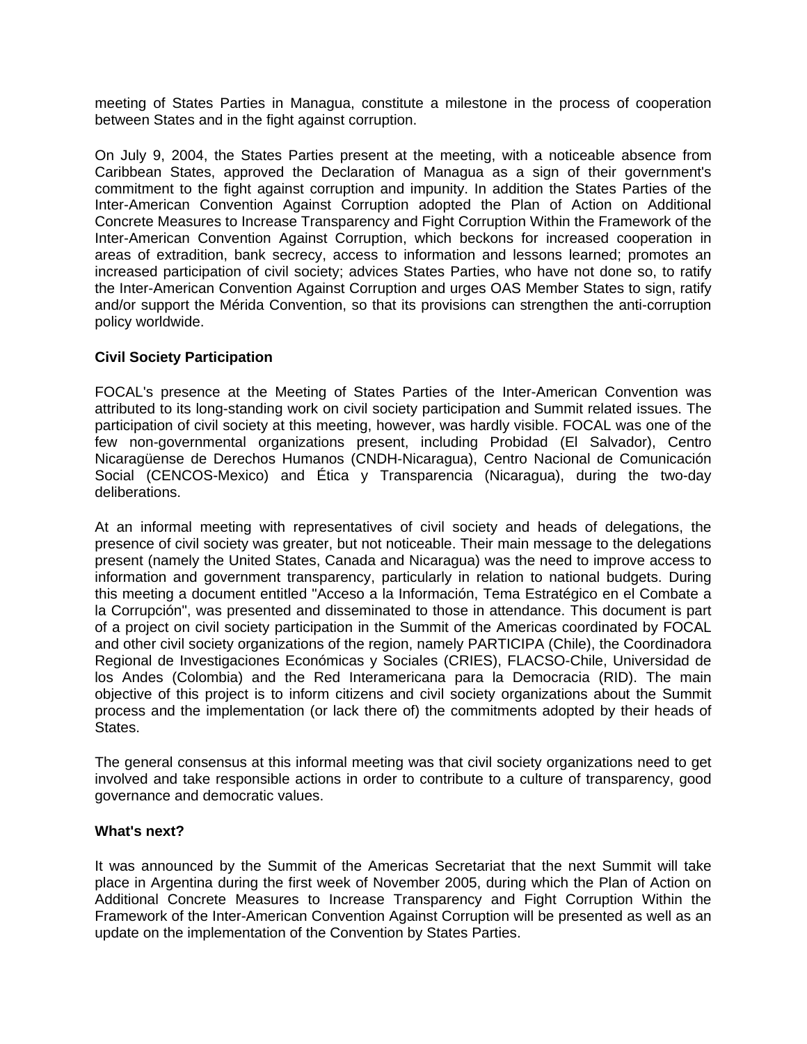meeting of States Parties in Managua, constitute a milestone in the process of cooperation between States and in the fight against corruption.

On July 9, 2004, the States Parties present at the meeting, with a noticeable absence from Caribbean States, approved the Declaration of Managua as a sign of their government's commitment to the fight against corruption and impunity. In addition the States Parties of the Inter-American Convention Against Corruption adopted the Plan of Action on Additional Concrete Measures to Increase Transparency and Fight Corruption Within the Framework of the Inter-American Convention Against Corruption, which beckons for increased cooperation in areas of extradition, bank secrecy, access to information and lessons learned; promotes an increased participation of civil society; advices States Parties, who have not done so, to ratify the Inter-American Convention Against Corruption and urges OAS Member States to sign, ratify and/or support the Mérida Convention, so that its provisions can strengthen the anti-corruption policy worldwide.

**Civil Society Participation**

FOCAL's presence at the Meeting of States Parties of the Inter-American Convention was attributed to its long-standing work on civil society participation and Summit related issues. The participation of civil society at this meeting, however, was hardly visible. FOCAL was one of the few non-governmental organizations present, including Probidad (El Salvador), Centro Nicaragüense de Derechos Humanos (CNDH-Nicaragua), Centro Nacional de Comunicación Social (CENCOS-Mexico) and Ética y Transparencia (Nicaragua), during the two-day deliberations.

At an informal meeting with representatives of civil society and heads of delegations, the presence of civil society was greater, but not noticeable. Their main message to the delegations present (namely the United States, Canada and Nicaragua) was the need to improve access to information and government transparency, particularly in relation to national budgets. During this meeting a document entitled "Acceso a la Información, Tema Estratégico en el Combate a la Corrupción", was presented and disseminated to those in attendance. This document is part of a project on civil society participation in the Summit of the Americas coordinated by FOCAL and other civil society organizations of the region, namely PARTICIPA (Chile), the Coordinadora Regional de Investigaciones Económicas y Sociales (CRIES), FLACSO-Chile, Universidad de los Andes (Colombia) and the Red Interamericana para la Democracia (RID). The main objective of this project is to inform citizens and civil society organizations about the Summit process and the implementation (or lack there of) the commitments adopted by their heads of States.

The general consensus at this informal meeting was that civil society organizations need to get involved and take responsible actions in order to contribute to a culture of transparency, good governance and democratic values.

**What's next?**

It was announced by the Summit of the Americas Secretariat that the next Summit will take place in Argentina during the first week of November 2005, during which the Plan of Action on Additional Concrete Measures to Increase Transparency and Fight Corruption Within the Framework of the Inter-American Convention Against Corruption will be presented as well as an update on the implementation of the Convention by States Parties.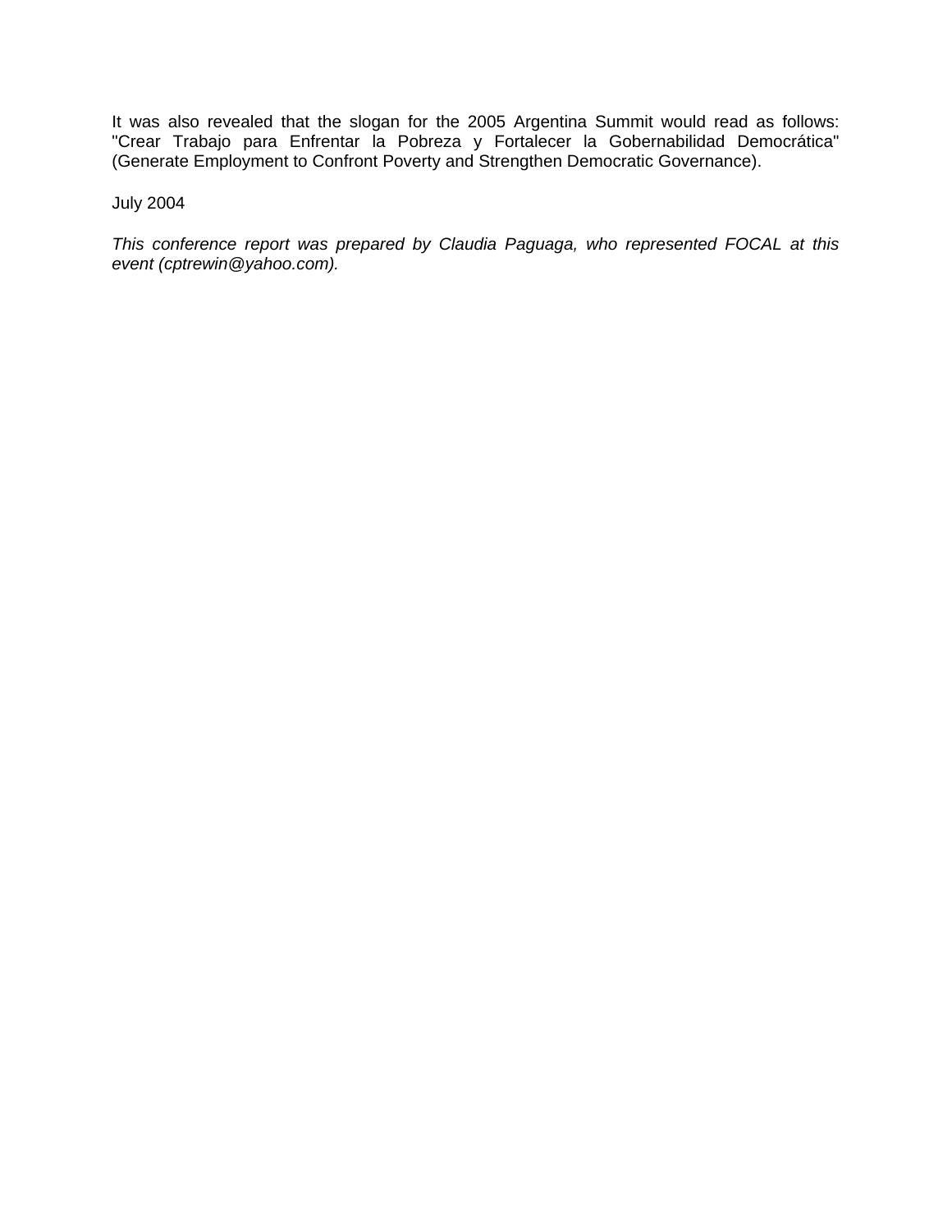It was also revealed that the slogan for the 2005 Argentina Summit would read as follows: "Crear Trabajo para Enfrentar la Pobreza y Fortalecer la Gobernabilidad Democrática" (Generate Employment to Confront Poverty and Strengthen Democratic Governance).

July 2004

*This conference report was prepared by Claudia Paguaga, who represented FOCAL at this event (cptrewin@yahoo.com).*